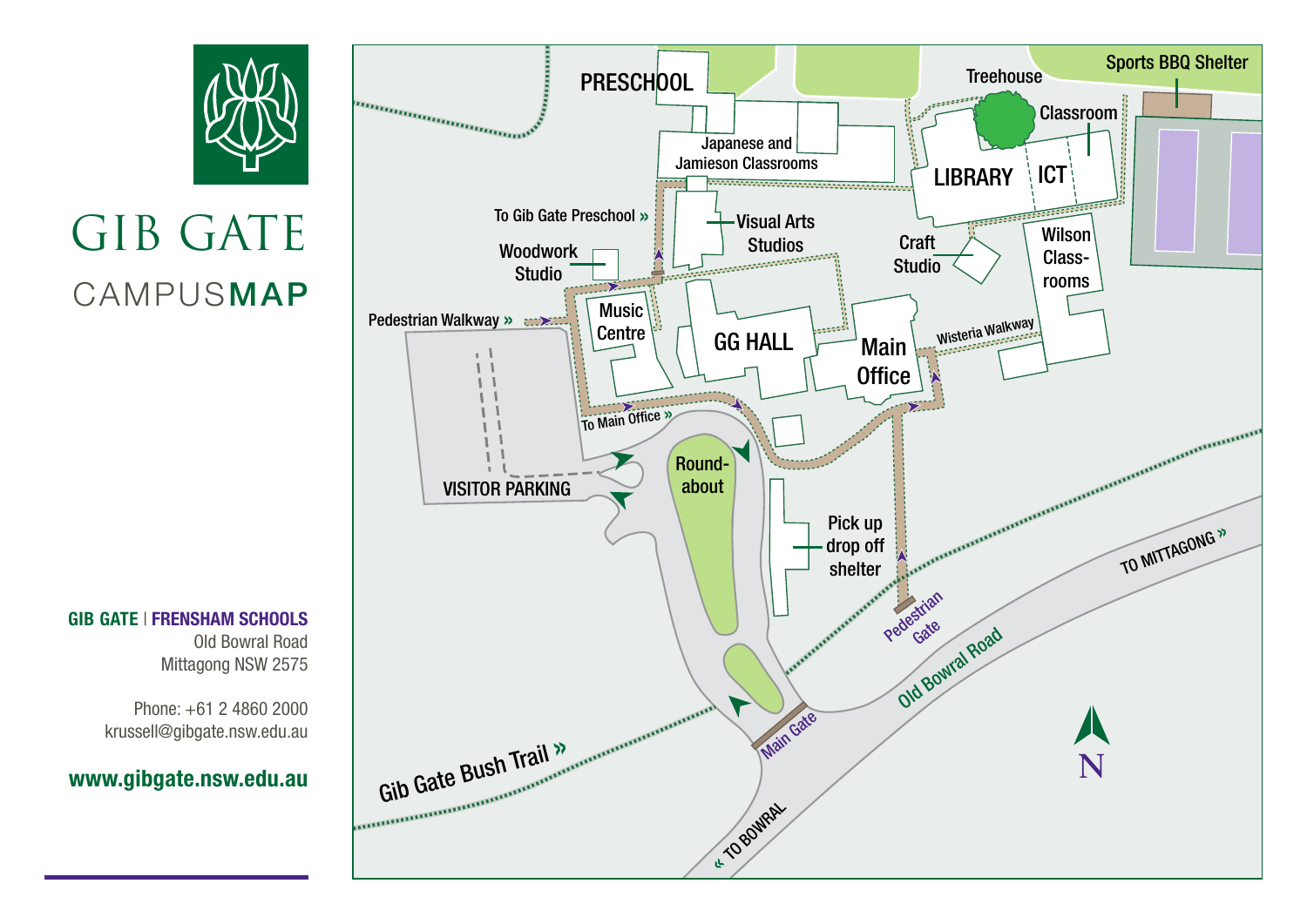# GIB GATE

## CAMPUS MAP

PRESCHOOL

Treehouse

Sports BBQ Shelter

Classroom

Japanese and Jamieson Classrooms

LIBRARY

ICT

To Gib Gate Preschool »

Visual Arts Studios

Craft Studio

Wilson Classrooms

Woodwork Studio

Music Centre

Pedestrian Walkway »

GG HALL

Main Office

Wisteria Walkway

To Main Office »

Roundabout

VISITOR PARKING

Pick up drop off shelter

TO MITTAGONG »

Pedestrian Gate

Old Bowral Road

Gib Gate Bush Trail »

Main Gate

« TO BOWRAL

N

**GIB GATE | FRENSHAM SCHOOLS**
Old Bowral Road
Mittagong NSW 2575

Phone: +61 2 4860 2000
krussell@gibgate.nsw.edu.au

**www.gibgate.nsw.edu.au**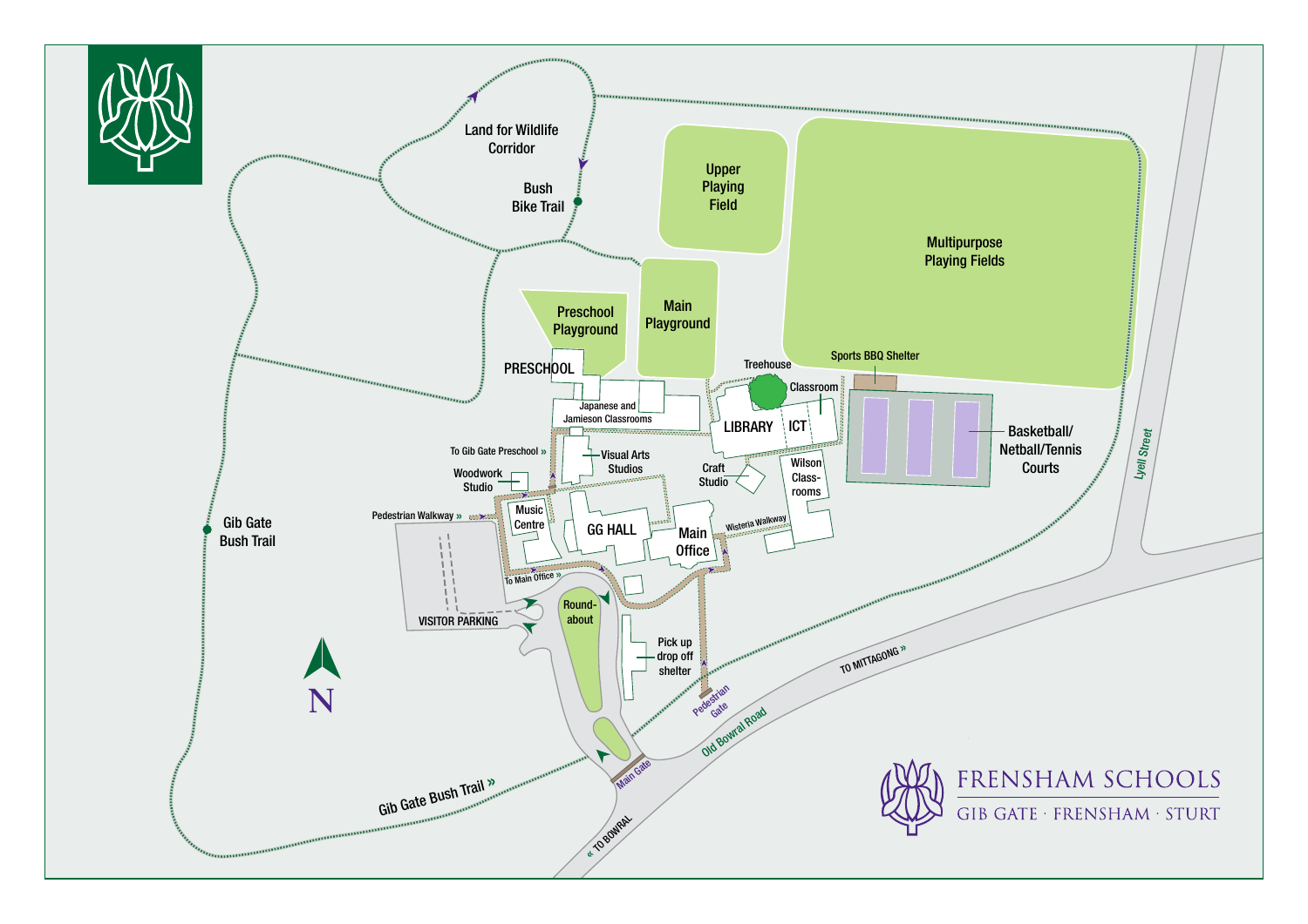Land for Wildlife Corridor

Bush Bike Trail

Upper Playing Field

Multipurpose Playing Fields

Preschool Playground

Main Playground

PRESCHOOL

Treehouse

Sports BBQ Shelter

Classroom

Japanese and Jamieson Classrooms

LIBRARY

ICT

Basketball/ Netball/Tennis Courts

To Gib Gate Preschool »

Visual Arts Studios

Craft Studio

Wilson Class-rooms

Woodwork Studio

Music Centre

Pedestrian Walkway »

GG HALL

Main Office

Wisteria Walkway

Gib Gate Bush Trail

To Main Office »

Round-about

VISITOR PARKING

Pick up drop off shelter

Lyell Street

TO MITTAGONG »

Pedestrian Gate

Old Bowral Road

N

Main Gate

Gib Gate Bush Trail »

« TO BOWRAL

FRENSHAM SCHOOLS

GIB GATE · FRENSHAM · STURT